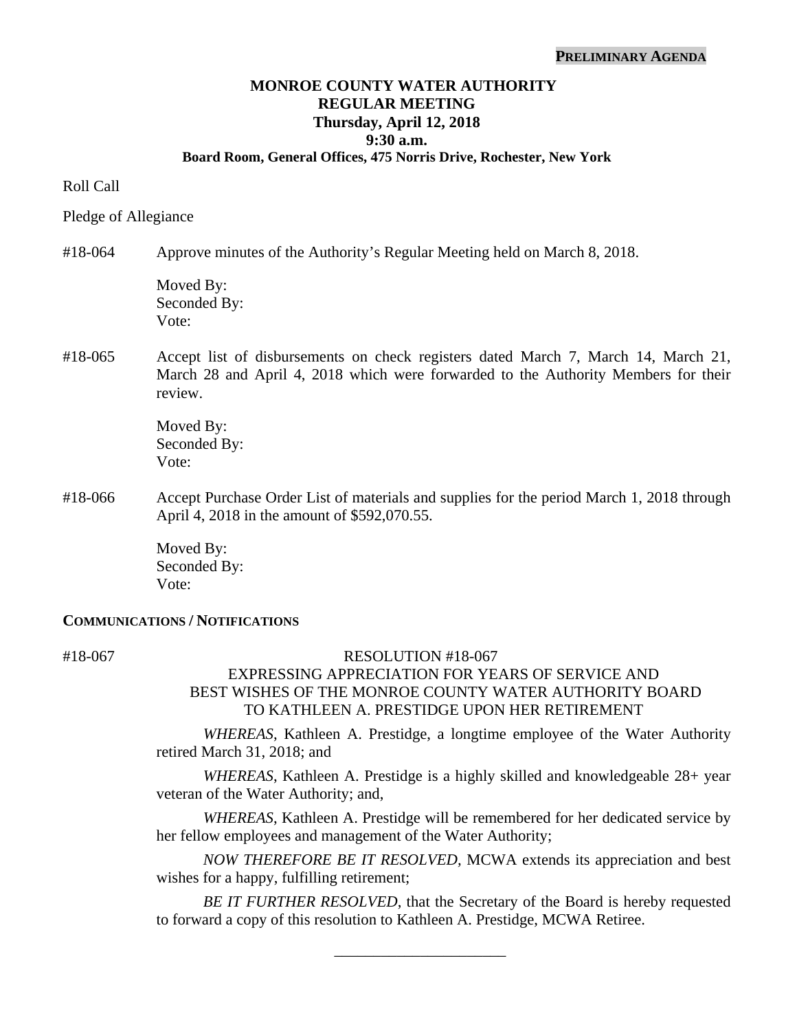**PRELIMINARY AGENDA**

# MONROE COUNTY WATER AUTHORITY
## REGULAR MEETING
### Thursday, April 12, 2018
### 9:30 a.m.
### Board Room, General Offices, 475 Norris Drive, Rochester, New York

Roll Call

Pledge of Allegiance

#18-064 Approve minutes of the Authority's Regular Meeting held on March 8, 2018.

Moved By:
Seconded By:
Vote:

#18-065 Accept list of disbursements on check registers dated March 7, March 14, March 21, March 28 and April 4, 2018 which were forwarded to the Authority Members for their review.

Moved By:
Seconded By:
Vote:

#18-066 Accept Purchase Order List of materials and supplies for the period March 1, 2018 through April 4, 2018 in the amount of $592,070.55.

Moved By:
Seconded By:
Vote:

**COMMUNICATIONS / NOTIFICATIONS**

#18-067

RESOLUTION #18-067
EXPRESSING APPRECIATION FOR YEARS OF SERVICE AND
BEST WISHES OF THE MONROE COUNTY WATER AUTHORITY BOARD
TO KATHLEEN A. PRESTIDGE UPON HER RETIREMENT

*WHEREAS*, Kathleen A. Prestidge, a longtime employee of the Water Authority retired March 31, 2018; and

*WHEREAS*, Kathleen A. Prestidge is a highly skilled and knowledgeable 28+ year veteran of the Water Authority; and,

*WHEREAS*, Kathleen A. Prestidge will be remembered for her dedicated service by her fellow employees and management of the Water Authority;

*NOW THEREFORE BE IT RESOLVED,* MCWA extends its appreciation and best wishes for a happy, fulfilling retirement;

*BE IT FURTHER RESOLVED*, that the Secretary of the Board is hereby requested to forward a copy of this resolution to Kathleen A. Prestidge, MCWA Retiree.

______________________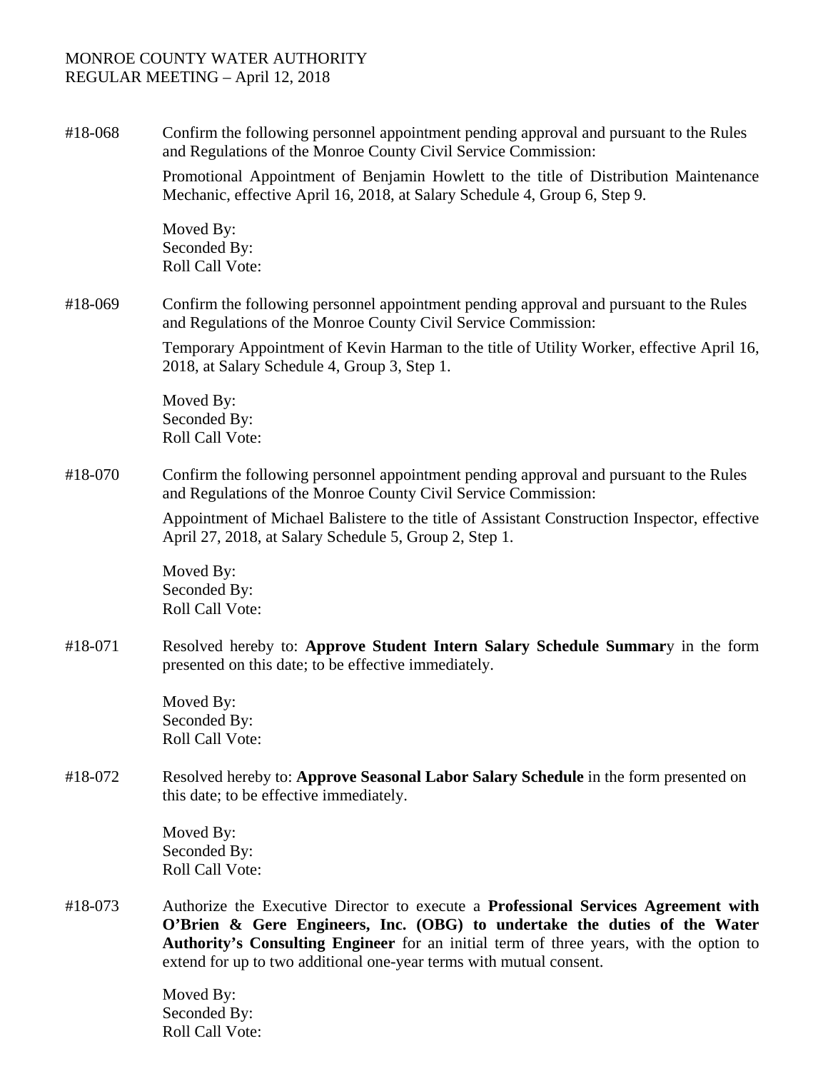MONROE COUNTY WATER AUTHORITY
REGULAR MEETING – April 12, 2018

#18-068 Confirm the following personnel appointment pending approval and pursuant to the Rules and Regulations of the Monroe County Civil Service Commission:

Promotional Appointment of Benjamin Howlett to the title of Distribution Maintenance Mechanic, effective April 16, 2018, at Salary Schedule 4, Group 6, Step 9.

Moved By:
Seconded By:
Roll Call Vote:

#18-069 Confirm the following personnel appointment pending approval and pursuant to the Rules and Regulations of the Monroe County Civil Service Commission:

Temporary Appointment of Kevin Harman to the title of Utility Worker, effective April 16, 2018, at Salary Schedule 4, Group 3, Step 1.

Moved By:
Seconded By:
Roll Call Vote:

#18-070 Confirm the following personnel appointment pending approval and pursuant to the Rules and Regulations of the Monroe County Civil Service Commission:

Appointment of Michael Balistere to the title of Assistant Construction Inspector, effective April 27, 2018, at Salary Schedule 5, Group 2, Step 1.

Moved By:
Seconded By:
Roll Call Vote:

#18-071 Resolved hereby to: **Approve Student Intern Salary Schedule Summar**y in the form presented on this date; to be effective immediately.

Moved By:
Seconded By:
Roll Call Vote:

#18-072 Resolved hereby to: **Approve Seasonal Labor Salary Schedule** in the form presented on this date; to be effective immediately.

Moved By:
Seconded By:
Roll Call Vote:

#18-073 Authorize the Executive Director to execute a **Professional Services Agreement with O'Brien & Gere Engineers, Inc. (OBG) to undertake the duties of the Water Authority's Consulting Engineer** for an initial term of three years, with the option to extend for up to two additional one-year terms with mutual consent.

Moved By:
Seconded By:
Roll Call Vote: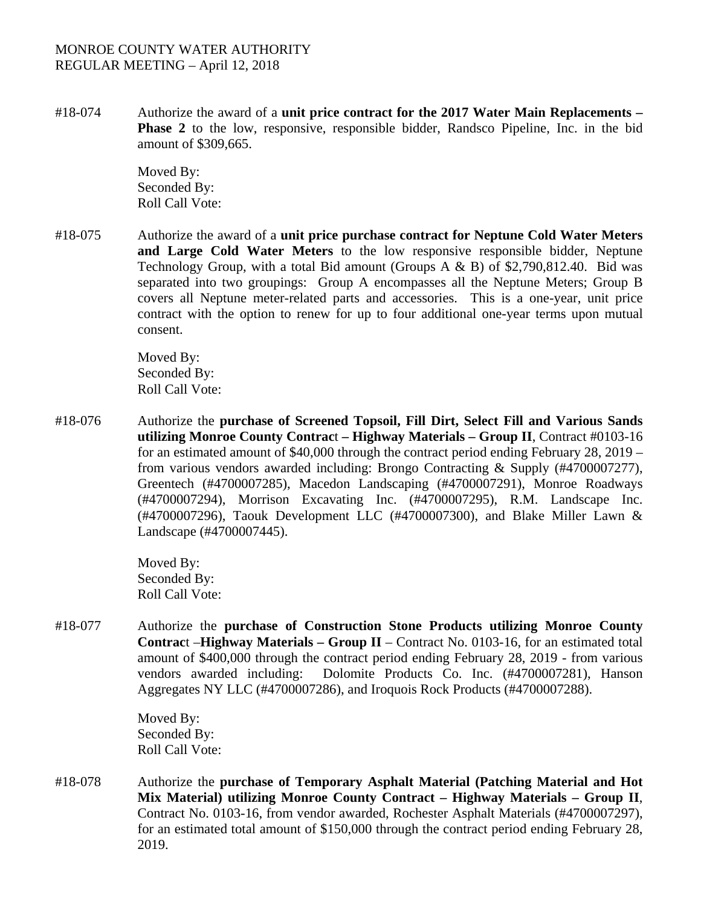MONROE COUNTY WATER AUTHORITY
REGULAR MEETING – April 12, 2018

#18-074 Authorize the award of a **unit price contract for the 2017 Water Main Replacements – Phase 2** to the low, responsive, responsible bidder, Randsco Pipeline, Inc. in the bid amount of $309,665.

Moved By:
Seconded By:
Roll Call Vote:

#18-075 Authorize the award of a **unit price purchase contract for Neptune Cold Water Meters and Large Cold Water Meters** to the low responsive responsible bidder, Neptune Technology Group, with a total Bid amount (Groups A & B) of $2,790,812.40. Bid was separated into two groupings: Group A encompasses all the Neptune Meters; Group B covers all Neptune meter-related parts and accessories. This is a one-year, unit price contract with the option to renew for up to four additional one-year terms upon mutual consent.

Moved By:
Seconded By:
Roll Call Vote:

#18-076 Authorize the **purchase of Screened Topsoil, Fill Dirt, Select Fill and Various Sands utilizing Monroe County Contract – Highway Materials – Group II**, Contract #0103-16 for an estimated amount of $40,000 through the contract period ending February 28, 2019 – from various vendors awarded including: Brongo Contracting & Supply (#4700007277), Greentech (#4700007285), Macedon Landscaping (#4700007291), Monroe Roadways (#4700007294), Morrison Excavating Inc. (#4700007295), R.M. Landscape Inc. (#4700007296), Taouk Development LLC (#4700007300), and Blake Miller Lawn & Landscape (#4700007445).

Moved By:
Seconded By:
Roll Call Vote:

#18-077 Authorize the **purchase of Construction Stone Products utilizing Monroe County Contract –Highway Materials – Group II** – Contract No. 0103-16, for an estimated total amount of $400,000 through the contract period ending February 28, 2019 - from various vendors awarded including: Dolomite Products Co. Inc. (#4700007281), Hanson Aggregates NY LLC (#4700007286), and Iroquois Rock Products (#4700007288).

Moved By:
Seconded By:
Roll Call Vote:

#18-078 Authorize the **purchase of Temporary Asphalt Material (Patching Material and Hot Mix Material) utilizing Monroe County Contract – Highway Materials – Group II**, Contract No. 0103-16, from vendor awarded, Rochester Asphalt Materials (#4700007297), for an estimated total amount of $150,000 through the contract period ending February 28, 2019.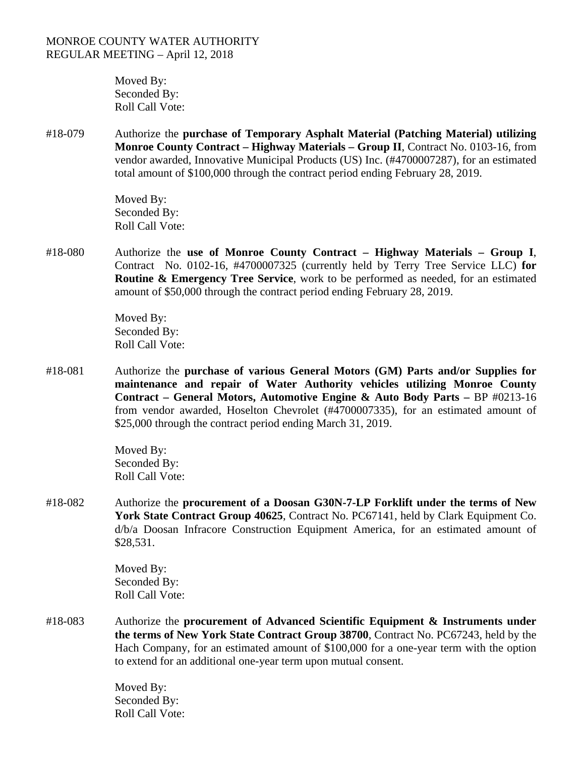Moved By:
Seconded By:
Roll Call Vote:

#18-079 Authorize the **purchase of Temporary Asphalt Material (Patching Material) utilizing Monroe County Contract – Highway Materials – Group II**, Contract No. 0103-16, from vendor awarded, Innovative Municipal Products (US) Inc. (#4700007287), for an estimated total amount of $100,000 through the contract period ending February 28, 2019.

Moved By:
Seconded By:
Roll Call Vote:

#18-080 Authorize the **use of Monroe County Contract – Highway Materials – Group I**, Contract No. 0102-16, #4700007325 (currently held by Terry Tree Service LLC) **for Routine & Emergency Tree Service**, work to be performed as needed, for an estimated amount of $50,000 through the contract period ending February 28, 2019.

Moved By:
Seconded By:
Roll Call Vote:

#18-081 Authorize the **purchase of various General Motors (GM) Parts and/or Supplies for maintenance and repair of Water Authority vehicles utilizing Monroe County Contract – General Motors, Automotive Engine & Auto Body Parts –** BP #0213-16 from vendor awarded, Hoselton Chevrolet (#4700007335), for an estimated amount of $25,000 through the contract period ending March 31, 2019.

Moved By:
Seconded By:
Roll Call Vote:

#18-082 Authorize the **procurement of a Doosan G30N-7-LP Forklift under the terms of New York State Contract Group 40625**, Contract No. PC67141, held by Clark Equipment Co. d/b/a Doosan Infracore Construction Equipment America, for an estimated amount of $28,531.

Moved By:
Seconded By:
Roll Call Vote:

#18-083 Authorize the **procurement of Advanced Scientific Equipment & Instruments under the terms of New York State Contract Group 38700**, Contract No. PC67243, held by the Hach Company, for an estimated amount of $100,000 for a one-year term with the option to extend for an additional one-year term upon mutual consent.

Moved By:
Seconded By:
Roll Call Vote: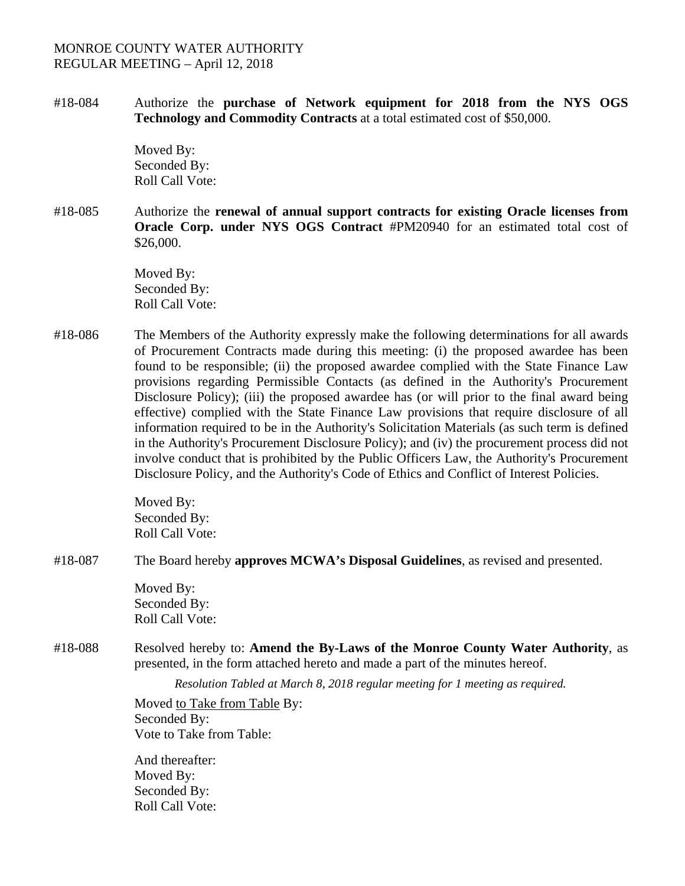MONROE COUNTY WATER AUTHORITY
REGULAR MEETING – April 12, 2018

#18-084 Authorize the **purchase of Network equipment for 2018 from the NYS OGS Technology and Commodity Contracts** at a total estimated cost of $50,000.

Moved By:
Seconded By:
Roll Call Vote:

#18-085 Authorize the **renewal of annual support contracts for existing Oracle licenses from Oracle Corp. under NYS OGS Contract** #PM20940 for an estimated total cost of $26,000.

Moved By:
Seconded By:
Roll Call Vote:

#18-086 The Members of the Authority expressly make the following determinations for all awards of Procurement Contracts made during this meeting: (i) the proposed awardee has been found to be responsible; (ii) the proposed awardee complied with the State Finance Law provisions regarding Permissible Contacts (as defined in the Authority's Procurement Disclosure Policy); (iii) the proposed awardee has (or will prior to the final award being effective) complied with the State Finance Law provisions that require disclosure of all information required to be in the Authority's Solicitation Materials (as such term is defined in the Authority's Procurement Disclosure Policy); and (iv) the procurement process did not involve conduct that is prohibited by the Public Officers Law, the Authority's Procurement Disclosure Policy, and the Authority's Code of Ethics and Conflict of Interest Policies.

Moved By:
Seconded By:
Roll Call Vote:

#18-087 The Board hereby **approves MCWA's Disposal Guidelines**, as revised and presented.

Moved By:
Seconded By:
Roll Call Vote:

#18-088 Resolved hereby to: **Amend the By-Laws of the Monroe County Water Authority**, as presented, in the form attached hereto and made a part of the minutes hereof.

*Resolution Tabled at March 8, 2018 regular meeting for 1 meeting as required.*

Moved to Take from Table By:
Seconded By:
Vote to Take from Table:

And thereafter:
Moved By:
Seconded By:
Roll Call Vote: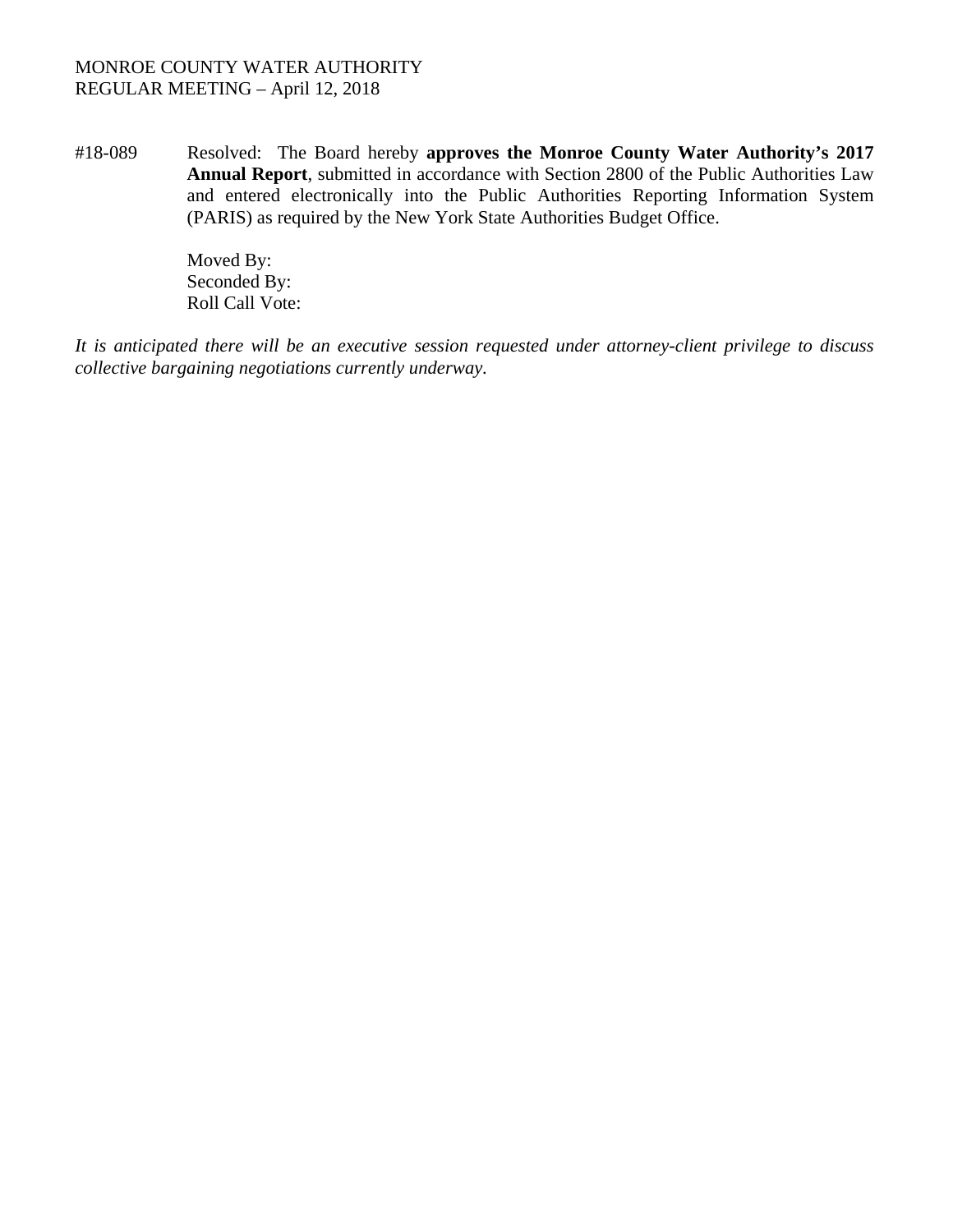#18-089 Resolved: The Board hereby **approves the Monroe County Water Authority's 2017 Annual Report**, submitted in accordance with Section 2800 of the Public Authorities Law and entered electronically into the Public Authorities Reporting Information System (PARIS) as required by the New York State Authorities Budget Office.

Moved By:
Seconded By:
Roll Call Vote:

*It is anticipated there will be an executive session requested under attorney-client privilege to discuss collective bargaining negotiations currently underway.*